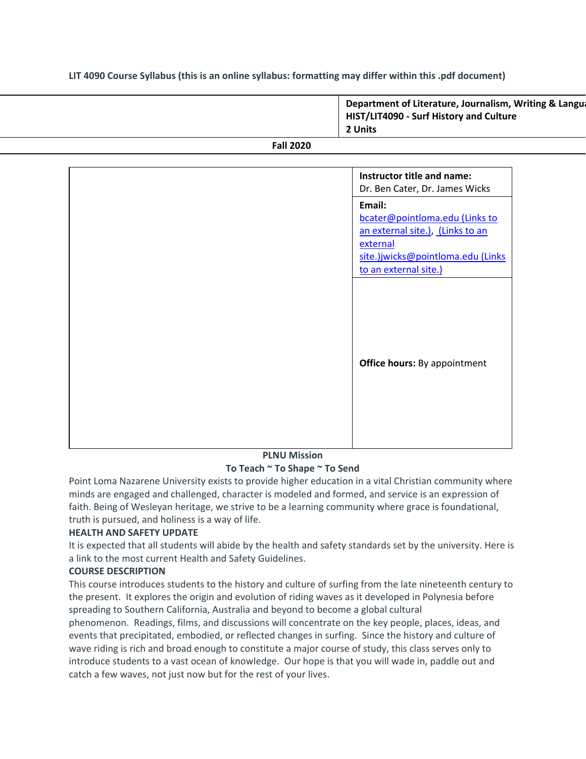**LIT 4090 Course Syllabus (this is an online syllabus: formatting may differ within this .pdf document)**

| | **Department of Literature, Journalism, Writing & Langua**<br>**HIST/LIT4090 - Surf History and Culture**<br>**2 Units** |
|---|---|

**Fall 2020**

| | |
|---|---|
| | **Instructor title and name:**<br>Dr. Ben Cater, Dr. James Wicks |
| | **Email:**<br>bcater@pointloma.edu (Links to an external site.), (Links to an external site.)jwicks@pointloma.edu (Links to an external site.) |
| | **Office hours:** By appointment |

**PLNU Mission**

**To Teach ~ To Shape ~ To Send**

Point Loma Nazarene University exists to provide higher education in a vital Christian community where minds are engaged and challenged, character is modeled and formed, and service is an expression of faith. Being of Wesleyan heritage, we strive to be a learning community where grace is foundational, truth is pursued, and holiness is a way of life.

**HEALTH AND SAFETY UPDATE**

It is expected that all students will abide by the health and safety standards set by the university. Here is a link to the most current Health and Safety Guidelines.

**COURSE DESCRIPTION**

This course introduces students to the history and culture of surfing from the late nineteenth century to the present. It explores the origin and evolution of riding waves as it developed in Polynesia before spreading to Southern California, Australia and beyond to become a global cultural phenomenon. Readings, films, and discussions will concentrate on the key people, places, ideas, and events that precipitated, embodied, or reflected changes in surfing. Since the history and culture of wave riding is rich and broad enough to constitute a major course of study, this class serves only to introduce students to a vast ocean of knowledge. Our hope is that you will wade in, paddle out and catch a few waves, not just now but for the rest of your lives.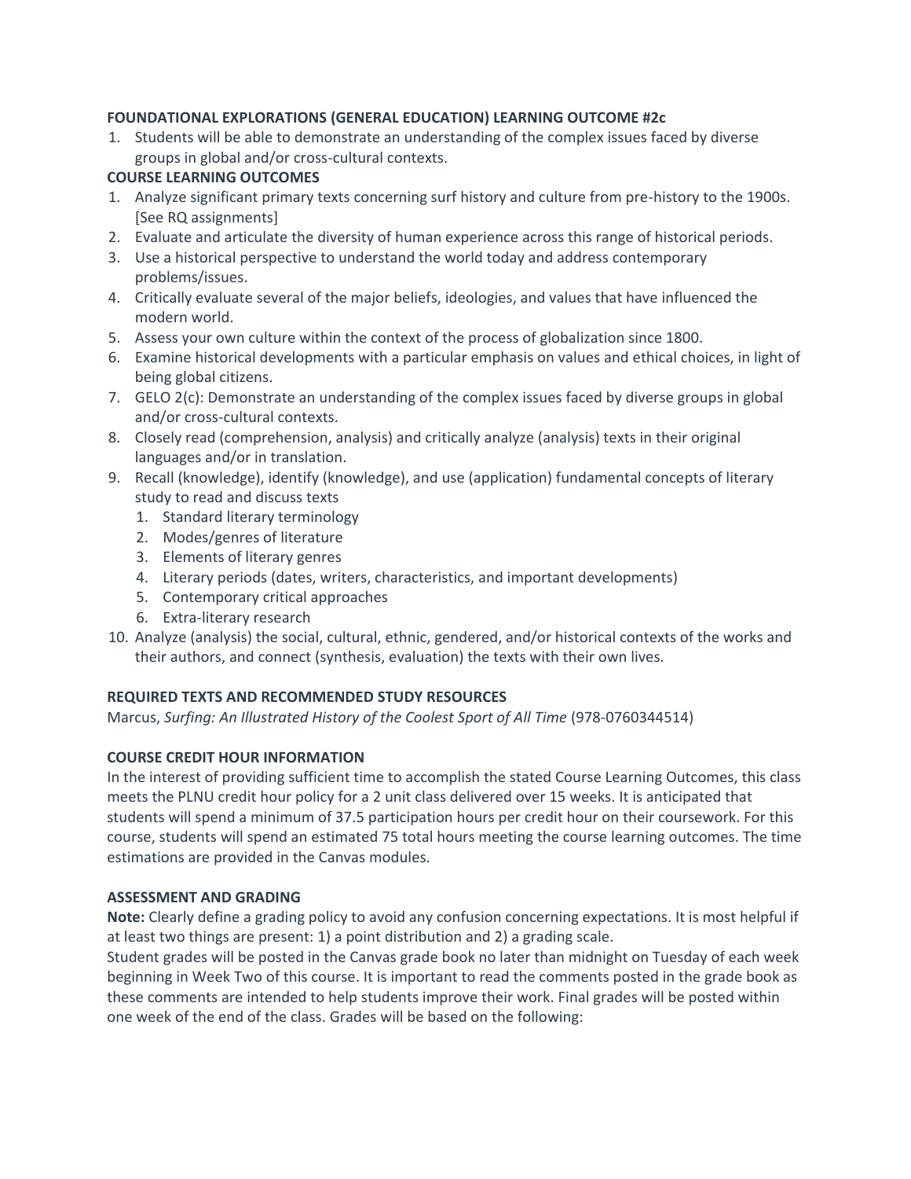**FOUNDATIONAL EXPLORATIONS (GENERAL EDUCATION) LEARNING OUTCOME #2c**

1. Students will be able to demonstrate an understanding of the complex issues faced by diverse groups in global and/or cross-cultural contexts.

**COURSE LEARNING OUTCOMES**

1. Analyze significant primary texts concerning surf history and culture from pre-history to the 1900s. [See RQ assignments]
2. Evaluate and articulate the diversity of human experience across this range of historical periods.
3. Use a historical perspective to understand the world today and address contemporary problems/issues.
4. Critically evaluate several of the major beliefs, ideologies, and values that have influenced the modern world.
5. Assess your own culture within the context of the process of globalization since 1800.
6. Examine historical developments with a particular emphasis on values and ethical choices, in light of being global citizens.
7. GELO 2(c): Demonstrate an understanding of the complex issues faced by diverse groups in global and/or cross-cultural contexts.
8. Closely read (comprehension, analysis) and critically analyze (analysis) texts in their original languages and/or in translation.
9. Recall (knowledge), identify (knowledge), and use (application) fundamental concepts of literary study to read and discuss texts
    1. Standard literary terminology
    2. Modes/genres of literature
    3. Elements of literary genres
    4. Literary periods (dates, writers, characteristics, and important developments)
    5. Contemporary critical approaches
    6. Extra-literary research
10. Analyze (analysis) the social, cultural, ethnic, gendered, and/or historical contexts of the works and their authors, and connect (synthesis, evaluation) the texts with their own lives.

**REQUIRED TEXTS AND RECOMMENDED STUDY RESOURCES**

Marcus, *Surfing: An Illustrated History of the Coolest Sport of All Time* (978-0760344514)

**COURSE CREDIT HOUR INFORMATION**

In the interest of providing sufficient time to accomplish the stated Course Learning Outcomes, this class meets the PLNU credit hour policy for a 2 unit class delivered over 15 weeks. It is anticipated that students will spend a minimum of 37.5 participation hours per credit hour on their coursework. For this course, students will spend an estimated 75 total hours meeting the course learning outcomes. The time estimations are provided in the Canvas modules.

**ASSESSMENT AND GRADING**

**Note:** Clearly define a grading policy to avoid any confusion concerning expectations. It is most helpful if at least two things are present: 1) a point distribution and 2) a grading scale.

Student grades will be posted in the Canvas grade book no later than midnight on Tuesday of each week beginning in Week Two of this course. It is important to read the comments posted in the grade book as these comments are intended to help students improve their work. Final grades will be posted within one week of the end of the class. Grades will be based on the following: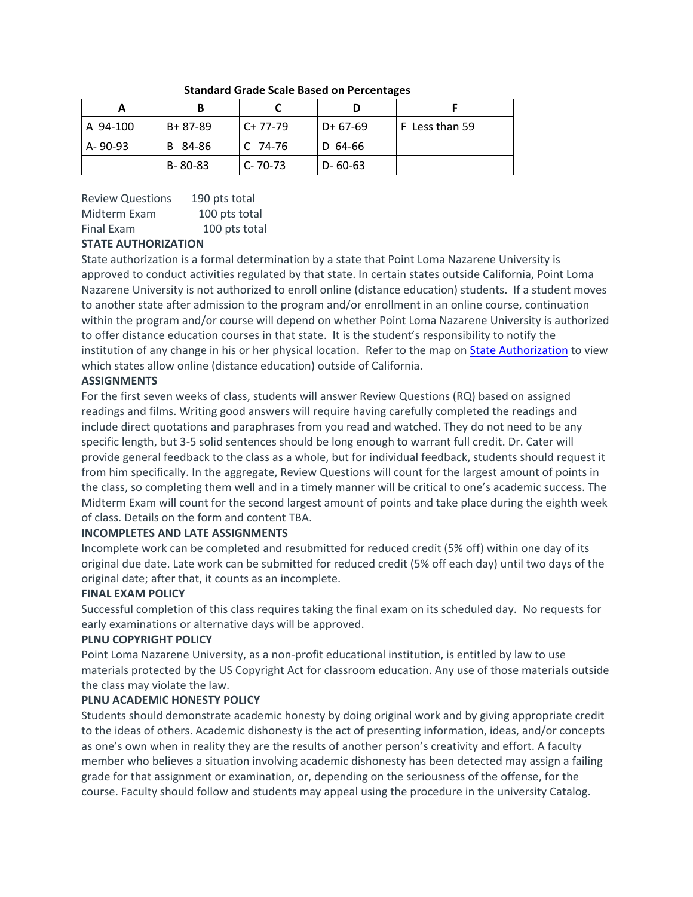**Standard Grade Scale Based on Percentages**

| A | B | C | D | F |
|---|---|---|---|---|
| A 94-100 | B+ 87-89 | C+ 77-79 | D+ 67-69 | F Less than 59 |
| A- 90-93 | B 84-86 | C 74-76 | D 64-66 | |
| | B- 80-83 | C- 70-73 | D- 60-63 | |

Review Questions 190 pts total
Midterm Exam 100 pts total
Final Exam 100 pts total

**STATE AUTHORIZATION**

State authorization is a formal determination by a state that Point Loma Nazarene University is approved to conduct activities regulated by that state. In certain states outside California, Point Loma Nazarene University is not authorized to enroll online (distance education) students. If a student moves to another state after admission to the program and/or enrollment in an online course, continuation within the program and/or course will depend on whether Point Loma Nazarene University is authorized to offer distance education courses in that state. It is the student's responsibility to notify the institution of any change in his or her physical location. Refer to the map on State Authorization to view which states allow online (distance education) outside of California.

**ASSIGNMENTS**

For the first seven weeks of class, students will answer Review Questions (RQ) based on assigned readings and films. Writing good answers will require having carefully completed the readings and include direct quotations and paraphrases from you read and watched. They do not need to be any specific length, but 3-5 solid sentences should be long enough to warrant full credit. Dr. Cater will provide general feedback to the class as a whole, but for individual feedback, students should request it from him specifically. In the aggregate, Review Questions will count for the largest amount of points in the class, so completing them well and in a timely manner will be critical to one's academic success. The Midterm Exam will count for the second largest amount of points and take place during the eighth week of class. Details on the form and content TBA.

**INCOMPLETES AND LATE ASSIGNMENTS**

Incomplete work can be completed and resubmitted for reduced credit (5% off) within one day of its original due date. Late work can be submitted for reduced credit (5% off each day) until two days of the original date; after that, it counts as an incomplete.

**FINAL EXAM POLICY**

Successful completion of this class requires taking the final exam on its scheduled day. No requests for early examinations or alternative days will be approved.

**PLNU COPYRIGHT POLICY**

Point Loma Nazarene University, as a non-profit educational institution, is entitled by law to use materials protected by the US Copyright Act for classroom education. Any use of those materials outside the class may violate the law.

**PLNU ACADEMIC HONESTY POLICY**

Students should demonstrate academic honesty by doing original work and by giving appropriate credit to the ideas of others. Academic dishonesty is the act of presenting information, ideas, and/or concepts as one's own when in reality they are the results of another person's creativity and effort. A faculty member who believes a situation involving academic dishonesty has been detected may assign a failing grade for that assignment or examination, or, depending on the seriousness of the offense, for the course. Faculty should follow and students may appeal using the procedure in the university Catalog.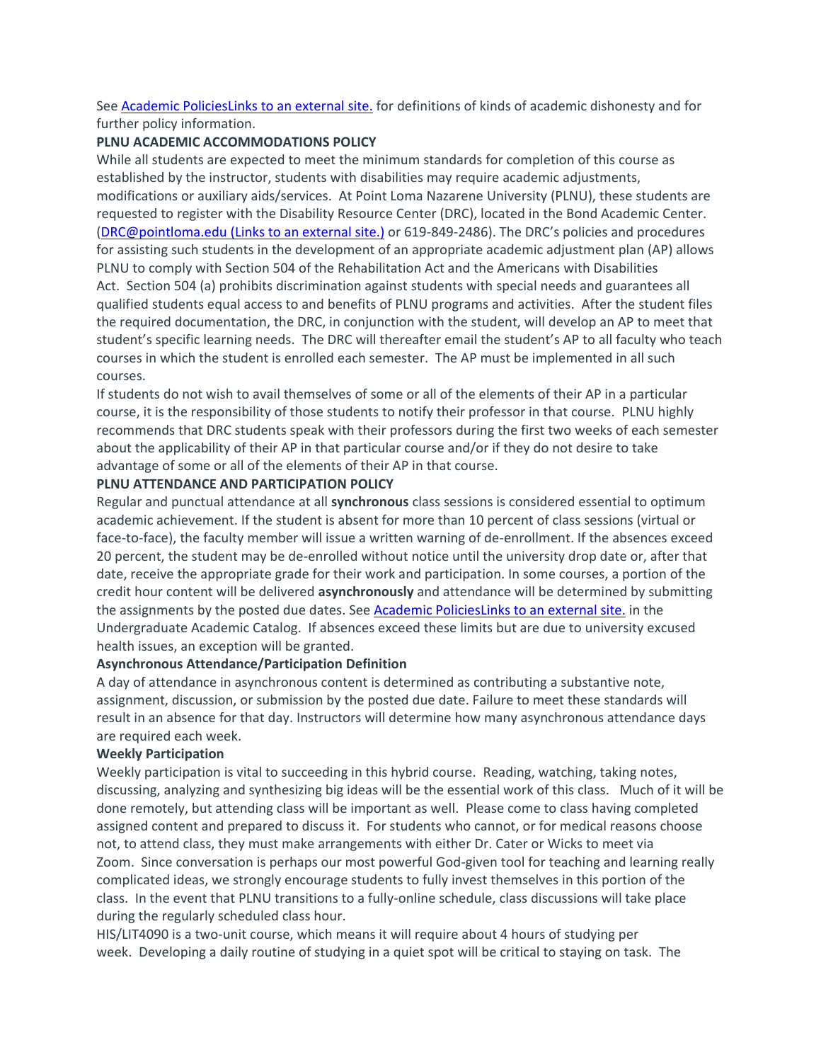See [Academic PoliciesLinks to an external site.]() for definitions of kinds of academic dishonesty and for further policy information.

**PLNU ACADEMIC ACCOMMODATIONS POLICY**

While all students are expected to meet the minimum standards for completion of this course as established by the instructor, students with disabilities may require academic adjustments, modifications or auxiliary aids/services. At Point Loma Nazarene University (PLNU), these students are requested to register with the Disability Resource Center (DRC), located in the Bond Academic Center. ([DRC@pointloma.edu (Links to an external site.)]() or 619-849-2486). The DRC's policies and procedures for assisting such students in the development of an appropriate academic adjustment plan (AP) allows PLNU to comply with Section 504 of the Rehabilitation Act and the Americans with Disabilities Act. Section 504 (a) prohibits discrimination against students with special needs and guarantees all qualified students equal access to and benefits of PLNU programs and activities. After the student files the required documentation, the DRC, in conjunction with the student, will develop an AP to meet that student's specific learning needs. The DRC will thereafter email the student's AP to all faculty who teach courses in which the student is enrolled each semester. The AP must be implemented in all such courses.

If students do not wish to avail themselves of some or all of the elements of their AP in a particular course, it is the responsibility of those students to notify their professor in that course. PLNU highly recommends that DRC students speak with their professors during the first two weeks of each semester about the applicability of their AP in that particular course and/or if they do not desire to take advantage of some or all of the elements of their AP in that course.

**PLNU ATTENDANCE AND PARTICIPATION POLICY**

Regular and punctual attendance at all **synchronous** class sessions is considered essential to optimum academic achievement. If the student is absent for more than 10 percent of class sessions (virtual or face-to-face), the faculty member will issue a written warning of de-enrollment. If the absences exceed 20 percent, the student may be de-enrolled without notice until the university drop date or, after that date, receive the appropriate grade for their work and participation. In some courses, a portion of the credit hour content will be delivered **asynchronously** and attendance will be determined by submitting the assignments by the posted due dates. See [Academic PoliciesLinks to an external site.]() in the Undergraduate Academic Catalog. If absences exceed these limits but are due to university excused health issues, an exception will be granted.

**Asynchronous Attendance/Participation Definition**

A day of attendance in asynchronous content is determined as contributing a substantive note, assignment, discussion, or submission by the posted due date. Failure to meet these standards will result in an absence for that day. Instructors will determine how many asynchronous attendance days are required each week.

**Weekly Participation**

Weekly participation is vital to succeeding in this hybrid course. Reading, watching, taking notes, discussing, analyzing and synthesizing big ideas will be the essential work of this class. Much of it will be done remotely, but attending class will be important as well. Please come to class having completed assigned content and prepared to discuss it. For students who cannot, or for medical reasons choose not, to attend class, they must make arrangements with either Dr. Cater or Wicks to meet via Zoom. Since conversation is perhaps our most powerful God-given tool for teaching and learning really complicated ideas, we strongly encourage students to fully invest themselves in this portion of the class. In the event that PLNU transitions to a fully-online schedule, class discussions will take place during the regularly scheduled class hour.

HIS/LIT4090 is a two-unit course, which means it will require about 4 hours of studying per week. Developing a daily routine of studying in a quiet spot will be critical to staying on task. The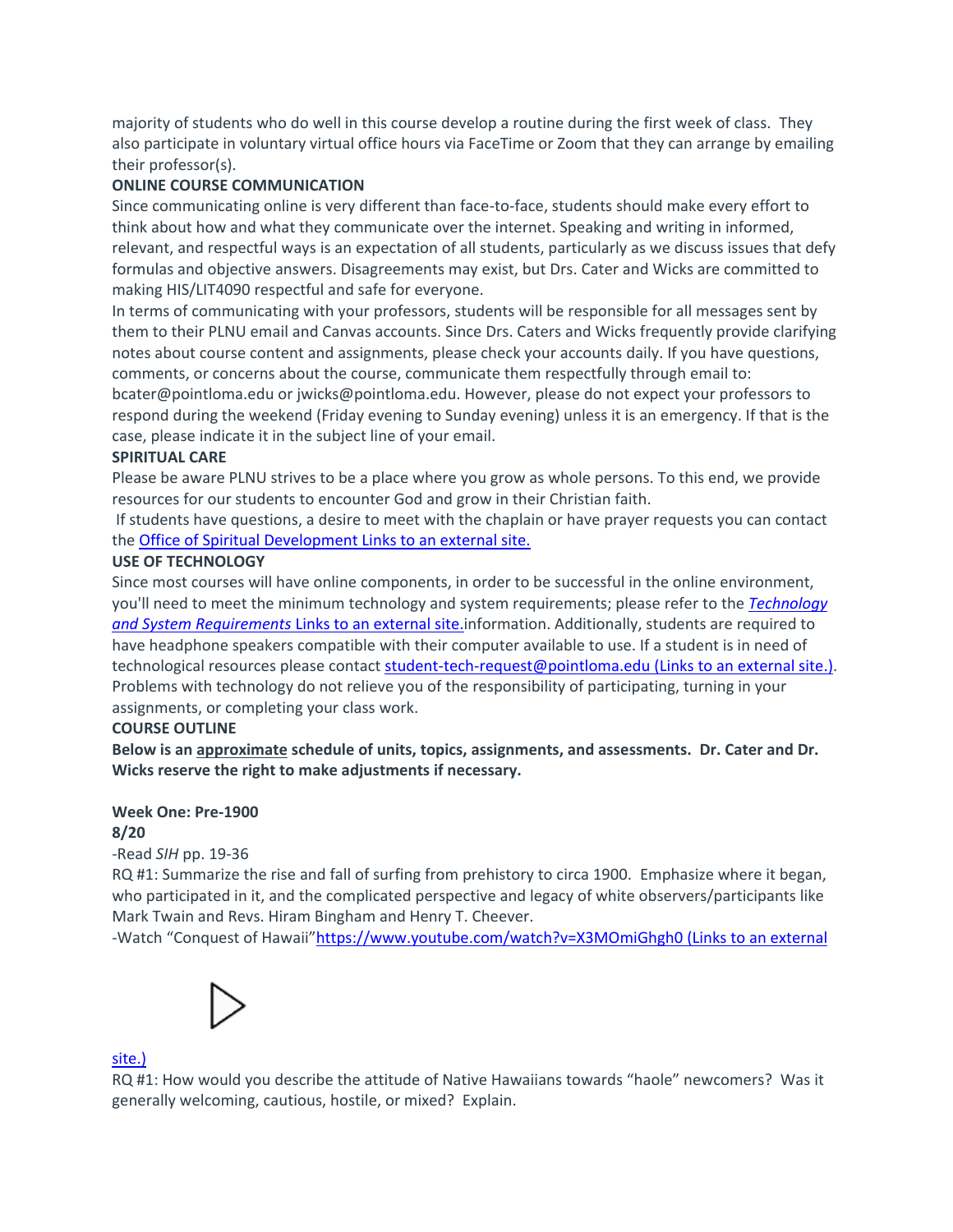majority of students who do well in this course develop a routine during the first week of class. They also participate in voluntary virtual office hours via FaceTime or Zoom that they can arrange by emailing their professor(s).

**ONLINE COURSE COMMUNICATION**

Since communicating online is very different than face-to-face, students should make every effort to think about how and what they communicate over the internet. Speaking and writing in informed, relevant, and respectful ways is an expectation of all students, particularly as we discuss issues that defy formulas and objective answers. Disagreements may exist, but Drs. Cater and Wicks are committed to making HIS/LIT4090 respectful and safe for everyone.

In terms of communicating with your professors, students will be responsible for all messages sent by them to their PLNU email and Canvas accounts. Since Drs. Caters and Wicks frequently provide clarifying notes about course content and assignments, please check your accounts daily. If you have questions, comments, or concerns about the course, communicate them respectfully through email to: bcater@pointloma.edu or jwicks@pointloma.edu. However, please do not expect your professors to respond during the weekend (Friday evening to Sunday evening) unless it is an emergency. If that is the case, please indicate it in the subject line of your email.

**SPIRITUAL CARE**

Please be aware PLNU strives to be a place where you grow as whole persons. To this end, we provide resources for our students to encounter God and grow in their Christian faith.

If students have questions, a desire to meet with the chaplain or have prayer requests you can contact the Office of Spiritual Development Links to an external site.

**USE OF TECHNOLOGY**

Since most courses will have online components, in order to be successful in the online environment, you'll need to meet the minimum technology and system requirements; please refer to the *Technology and System Requirements* Links to an external site.information. Additionally, students are required to have headphone speakers compatible with their computer available to use. If a student is in need of technological resources please contact student-tech-request@pointloma.edu (Links to an external site.). Problems with technology do not relieve you of the responsibility of participating, turning in your assignments, or completing your class work.

**COURSE OUTLINE**

**Below is an approximate schedule of units, topics, assignments, and assessments. Dr. Cater and Dr. Wicks reserve the right to make adjustments if necessary.**

**Week One: Pre-1900**

**8/20**

-Read *SIH* pp. 19-36

RQ #1: Summarize the rise and fall of surfing from prehistory to circa 1900. Emphasize where it began, who participated in it, and the complicated perspective and legacy of white observers/participants like Mark Twain and Revs. Hiram Bingham and Henry T. Cheever.

-Watch "Conquest of Hawaii" https://www.youtube.com/watch?v=X3MOmiGhgh0 (Links to an external site.)

RQ #1: How would you describe the attitude of Native Hawaiians towards "haole" newcomers? Was it generally welcoming, cautious, hostile, or mixed? Explain.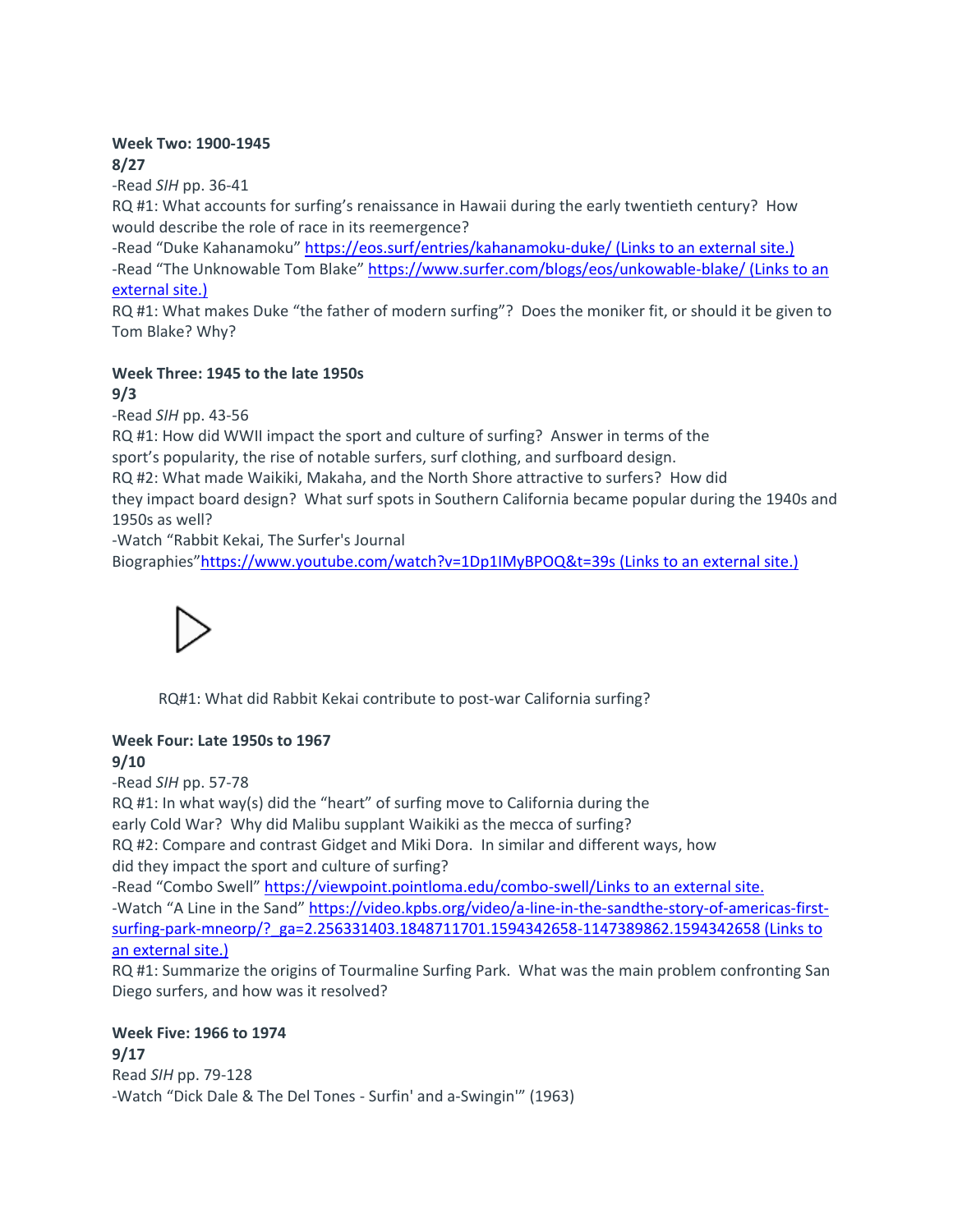**Week Two: 1900-1945**
**8/27**

-Read *SIH* pp. 36-41

RQ #1: What accounts for surfing's renaissance in Hawaii during the early twentieth century? How would describe the role of race in its reemergence?

-Read "Duke Kahanamoku" [https://eos.surf/entries/kahanamoku-duke/ (Links to an external site.)](https://eos.surf/entries/kahanamoku-duke/)

-Read "The Unknowable Tom Blake" [https://www.surfer.com/blogs/eos/unkowable-blake/ (Links to an external site.)](https://www.surfer.com/blogs/eos/unkowable-blake/)

RQ #1: What makes Duke "the father of modern surfing"? Does the moniker fit, or should it be given to Tom Blake? Why?

**Week Three: 1945 to the late 1950s**
**9/3**

-Read *SIH* pp. 43-56

RQ #1: How did WWII impact the sport and culture of surfing? Answer in terms of the sport's popularity, the rise of notable surfers, surf clothing, and surfboard design.

RQ #2: What made Waikiki, Makaha, and the North Shore attractive to surfers? How did they impact board design? What surf spots in Southern California became popular during the 1940s and 1950s as well?

-Watch "Rabbit Kekai, The Surfer's Journal Biographies"[https://www.youtube.com/watch?v=1Dp1IMyBPOQ&t=39s (Links to an external site.)](https://www.youtube.com/watch?v=1Dp1IMyBPOQ&t=39s)

RQ#1: What did Rabbit Kekai contribute to post-war California surfing?

**Week Four: Late 1950s to 1967**
**9/10**

-Read *SIH* pp. 57-78

RQ #1: In what way(s) did the "heart" of surfing move to California during the early Cold War? Why did Malibu supplant Waikiki as the mecca of surfing?

RQ #2: Compare and contrast Gidget and Miki Dora. In similar and different ways, how did they impact the sport and culture of surfing?

-Read "Combo Swell" [https://viewpoint.pointloma.edu/combo-swell/Links to an external site.](https://viewpoint.pointloma.edu/combo-swell/)

-Watch "A Line in the Sand" [https://video.kpbs.org/video/a-line-in-the-sandthe-story-of-americas-first-surfing-park-mneorp/?_ga=2.256331403.1848711701.1594342658-1147389862.1594342658 (Links to an external site.)](https://video.kpbs.org/video/a-line-in-the-sandthe-story-of-americas-first-surfing-park-mneorp/?_ga=2.256331403.1848711701.1594342658-1147389862.1594342658)

RQ #1: Summarize the origins of Tourmaline Surfing Park. What was the main problem confronting San Diego surfers, and how was it resolved?

**Week Five: 1966 to 1974**
**9/17**

Read *SIH* pp. 79-128

-Watch "Dick Dale & The Del Tones - Surfin' and a-Swingin'" (1963)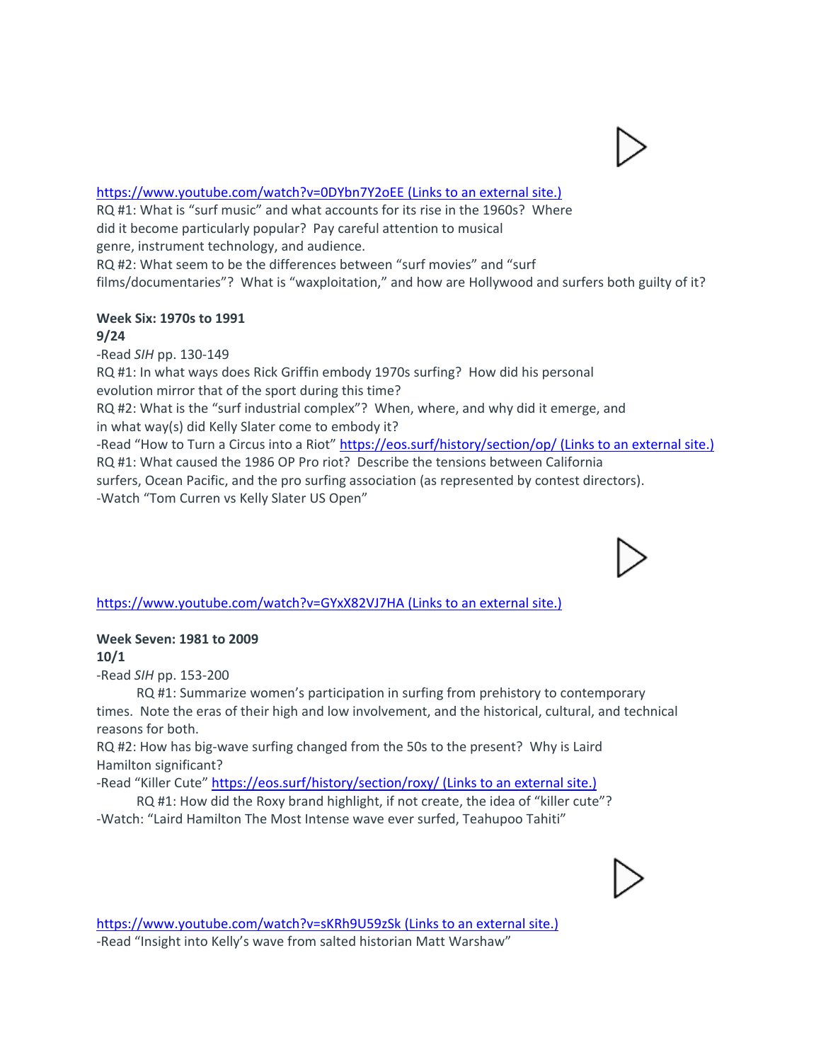https://www.youtube.com/watch?v=0DYbn7Y2oEE (Links to an external site.)

RQ #1: What is "surf music" and what accounts for its rise in the 1960s? Where did it become particularly popular? Pay careful attention to musical genre, instrument technology, and audience.

RQ #2: What seem to be the differences between "surf movies" and "surf films/documentaries"? What is "waxploitation," and how are Hollywood and surfers both guilty of it?

**Week Six: 1970s to 1991**

**9/24**

-Read *SIH* pp. 130-149

RQ #1: In what ways does Rick Griffin embody 1970s surfing? How did his personal evolution mirror that of the sport during this time?

RQ #2: What is the "surf industrial complex"? When, where, and why did it emerge, and in what way(s) did Kelly Slater come to embody it?

-Read "How to Turn a Circus into a Riot" https://eos.surf/history/section/op/ (Links to an external site.)

RQ #1: What caused the 1986 OP Pro riot? Describe the tensions between California surfers, Ocean Pacific, and the pro surfing association (as represented by contest directors).

-Watch "Tom Curren vs Kelly Slater US Open"

https://www.youtube.com/watch?v=GYxX82VJ7HA (Links to an external site.)

**Week Seven: 1981 to 2009**

**10/1**

-Read *SIH* pp. 153-200

RQ #1: Summarize women's participation in surfing from prehistory to contemporary times. Note the eras of their high and low involvement, and the historical, cultural, and technical reasons for both.

RQ #2: How has big-wave surfing changed from the 50s to the present? Why is Laird Hamilton significant?

-Read "Killer Cute" https://eos.surf/history/section/roxy/ (Links to an external site.)

RQ #1: How did the Roxy brand highlight, if not create, the idea of "killer cute"?

-Watch: "Laird Hamilton The Most Intense wave ever surfed, Teahupoo Tahiti"

https://www.youtube.com/watch?v=sKRh9U59zSk (Links to an external site.)

-Read "Insight into Kelly's wave from salted historian Matt Warshaw"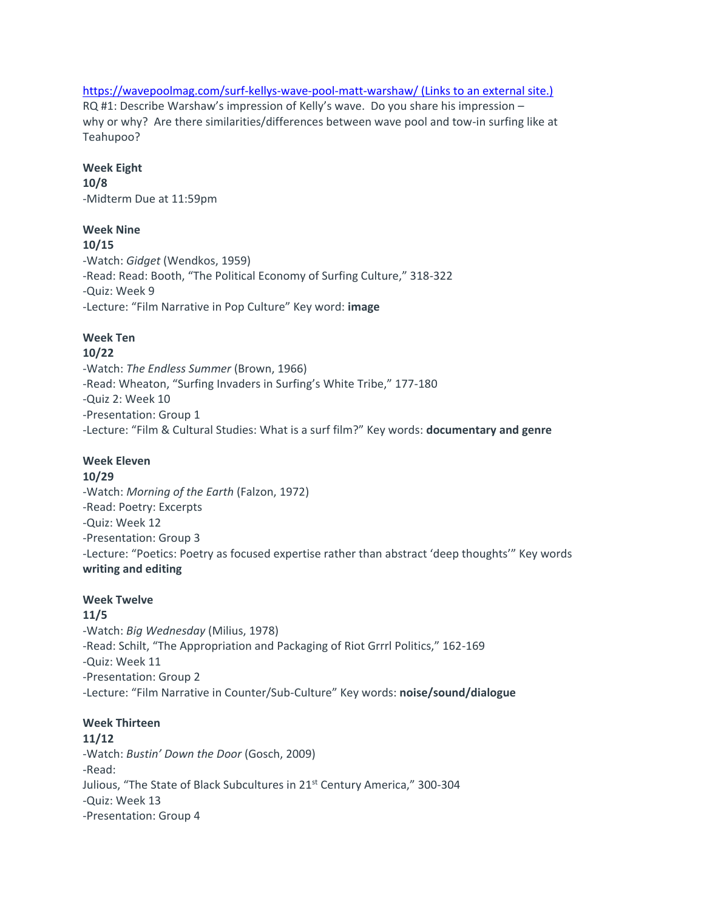[https://wavepoolmag.com/surf-kellys-wave-pool-matt-warshaw/ (Links to an external site.)](https://wavepoolmag.com/surf-kellys-wave-pool-matt-warshaw/)
RQ #1: Describe Warshaw's impression of Kelly's wave. Do you share his impression – why or why? Are there similarities/differences between wave pool and tow-in surfing like at Teahupoo?

**Week Eight**
**10/8**
-Midterm Due at 11:59pm

**Week Nine**
**10/15**
-Watch: *Gidget* (Wendkos, 1959)
-Read: Read: Booth, "The Political Economy of Surfing Culture," 318-322
-Quiz: Week 9
-Lecture: "Film Narrative in Pop Culture" Key word: **image**

**Week Ten**
**10/22**
-Watch: *The Endless Summer* (Brown, 1966)
-Read: Wheaton, "Surfing Invaders in Surfing's White Tribe," 177-180
-Quiz 2: Week 10
-Presentation: Group 1
-Lecture: "Film & Cultural Studies: What is a surf film?" Key words: **documentary and genre**

**Week Eleven**
**10/29**
-Watch: *Morning of the Earth* (Falzon, 1972)
-Read: Poetry: Excerpts
-Quiz: Week 12
-Presentation: Group 3
-Lecture: "Poetics: Poetry as focused expertise rather than abstract 'deep thoughts'" Key words **writing and editing**

**Week Twelve**
**11/5**
-Watch: *Big Wednesday* (Milius, 1978)
-Read: Schilt, "The Appropriation and Packaging of Riot Grrrl Politics," 162-169
-Quiz: Week 11
-Presentation: Group 2
-Lecture: "Film Narrative in Counter/Sub-Culture" Key words: **noise/sound/dialogue**

**Week Thirteen**
**11/12**
-Watch: *Bustin' Down the Door* (Gosch, 2009)
-Read:
Julious, "The State of Black Subcultures in 21st Century America," 300-304
-Quiz: Week 13
-Presentation: Group 4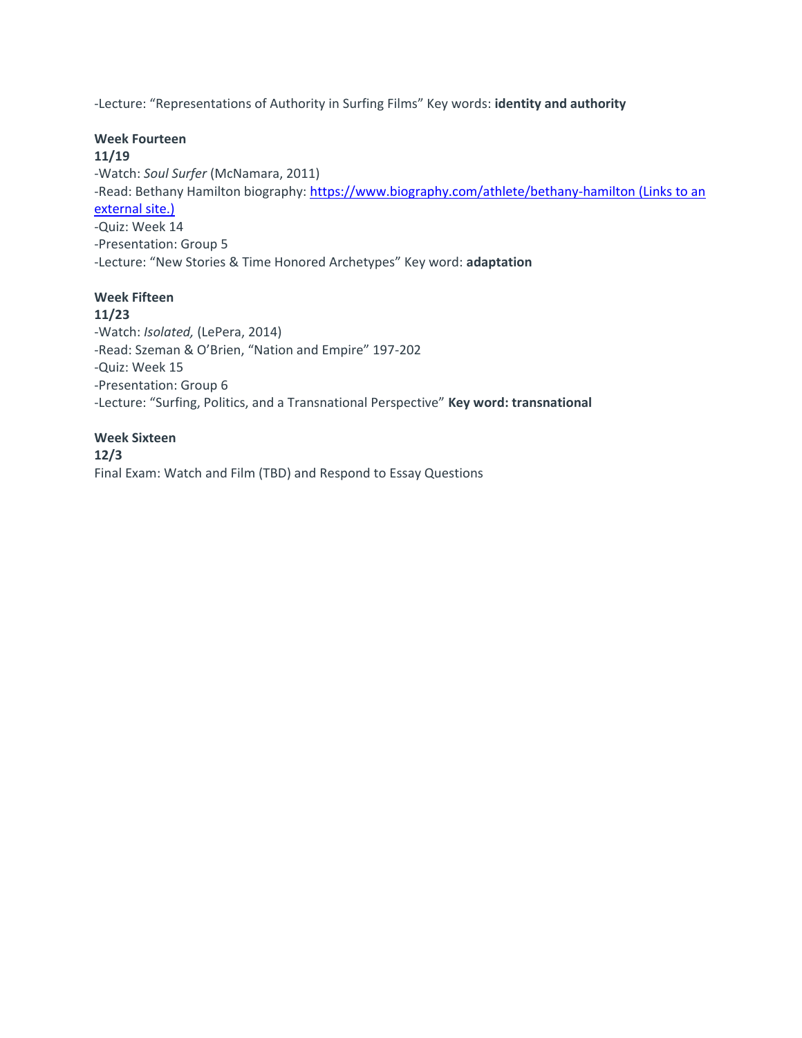-Lecture: “Representations of Authority in Surfing Films” Key words: **identity and authority**

**Week Fourteen**
**11/19**
-Watch: *Soul Surfer* (McNamara, 2011)
-Read: Bethany Hamilton biography: [https://www.biography.com/athlete/bethany-hamilton (Links to an external site.)](https://www.biography.com/athlete/bethany-hamilton)
-Quiz: Week 14
-Presentation: Group 5
-Lecture: “New Stories & Time Honored Archetypes” Key word: **adaptation**

**Week Fifteen**
**11/23**
-Watch: *Isolated,* (LePera, 2014)
-Read: Szeman & O’Brien, “Nation and Empire” 197-202
-Quiz: Week 15
-Presentation: Group 6
-Lecture: “Surfing, Politics, and a Transnational Perspective” **Key word: transnational**

**Week Sixteen**
**12/3**
Final Exam: Watch and Film (TBD) and Respond to Essay Questions